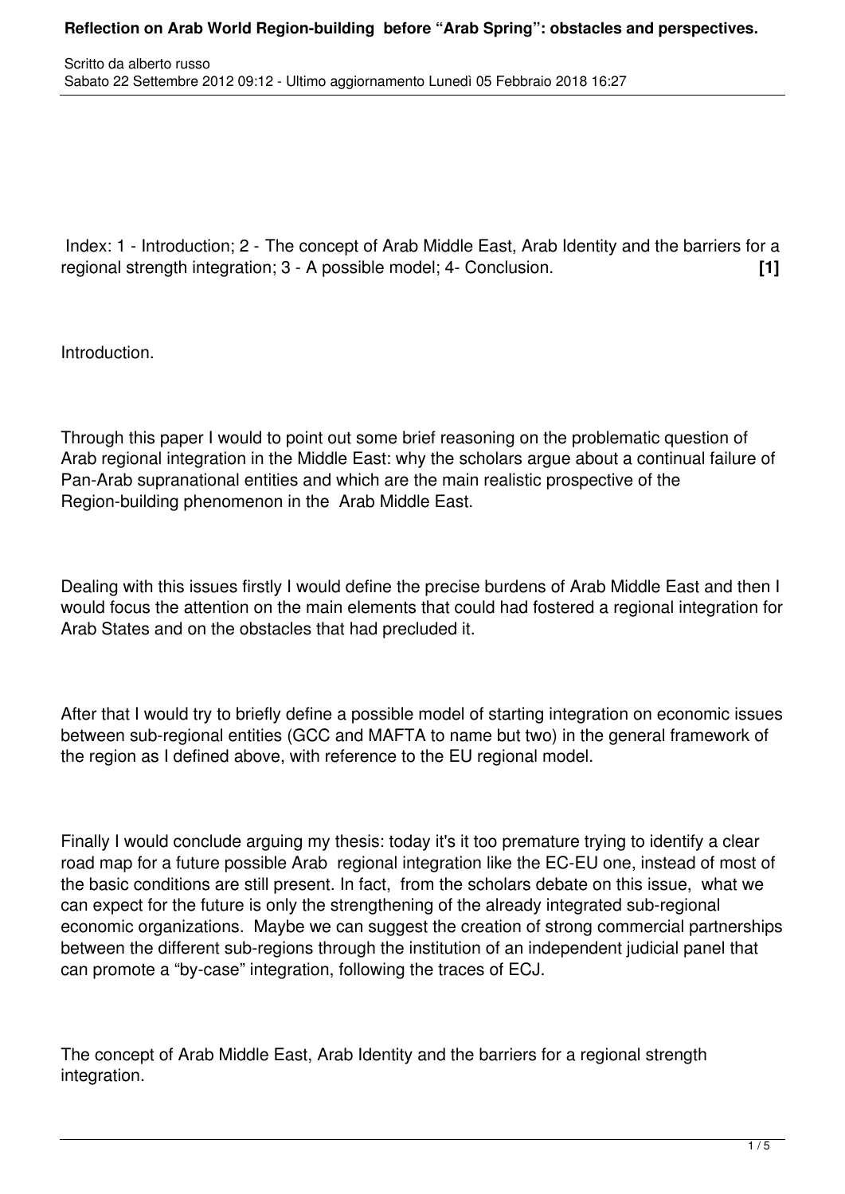# Reflection on Arab World Region-building before "Arab Spring": obstacles and perspectives.

Scritto da alberto russo
Sabato 22 Settembre 2012 09:12 - Ultimo aggiornamento Lunedì 05 Febbraio 2018 16:27

Index: 1 - Introduction; 2 - The concept of Arab Middle East, Arab Identity and the barriers for a regional strength integration; 3 - A possible model; 4- Conclusion. **[1]**

## Introduction.

Through this paper I would to point out some brief reasoning on the problematic question of Arab regional integration in the Middle East: why the scholars argue about a continual failure of Pan-Arab supranational entities and which are the main realistic prospective of the Region-building phenomenon in the Arab Middle East.

Dealing with this issues firstly I would define the precise burdens of Arab Middle East and then I would focus the attention on the main elements that could had fostered a regional integration for Arab States and on the obstacles that had precluded it.

After that I would try to briefly define a possible model of starting integration on economic issues between sub-regional entities (GCC and MAFTA to name but two) in the general framework of the region as I defined above, with reference to the EU regional model.

Finally I would conclude arguing my thesis: today it's it too premature trying to identify a clear road map for a future possible Arab regional integration like the EC-EU one, instead of most of the basic conditions are still present. In fact, from the scholars debate on this issue, what we can expect for the future is only the strengthening of the already integrated sub-regional economic organizations. Maybe we can suggest the creation of strong commercial partnerships between the different sub-regions through the institution of an independent judicial panel that can promote a "by-case" integration, following the traces of ECJ.

## The concept of Arab Middle East, Arab Identity and the barriers for a regional strength integration.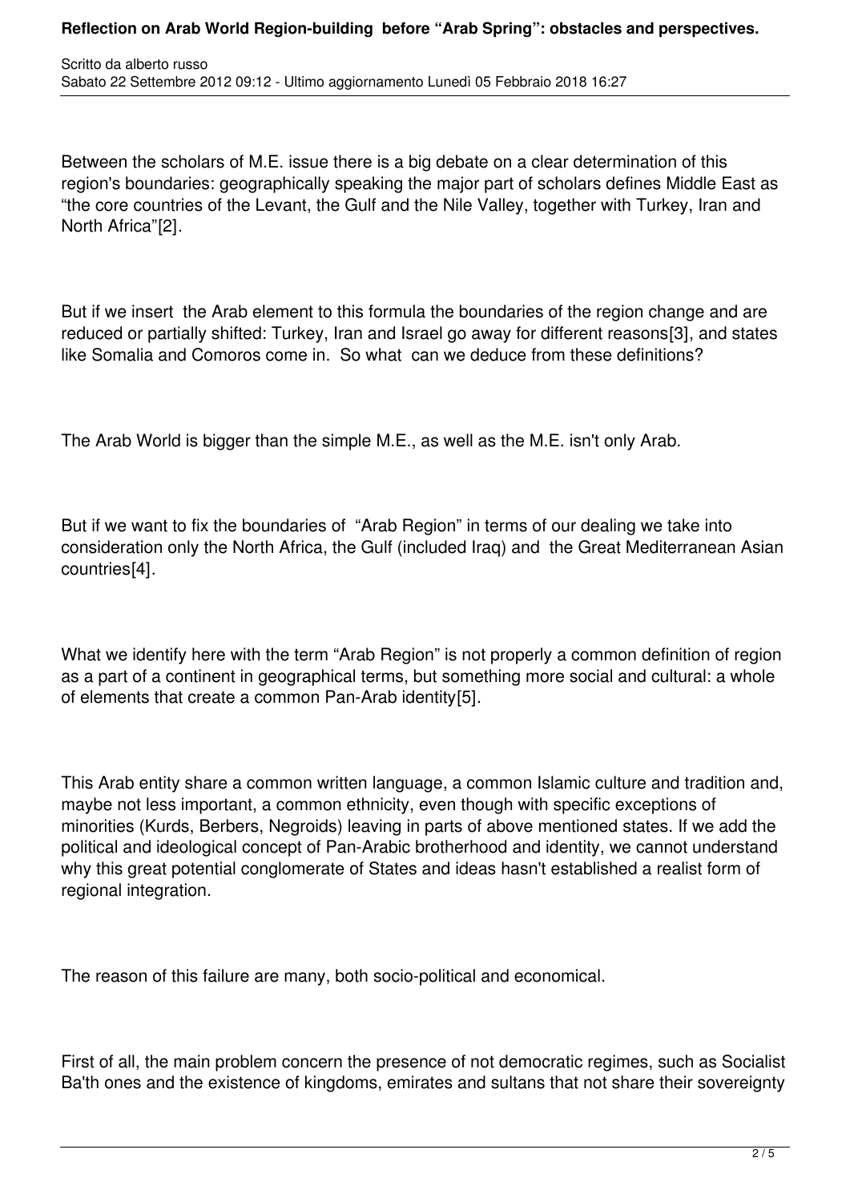Between the scholars of M.E. issue there is a big debate on a clear determination of this region's boundaries: geographically speaking the major part of scholars defines Middle East as "the core countries of the Levant, the Gulf and the Nile Valley, together with Turkey, Iran and North Africa"[2].

But if we insert the Arab element to this formula the boundaries of the region change and are reduced or partially shifted: Turkey, Iran and Israel go away for different reasons[3], and states like Somalia and Comoros come in. So what can we deduce from these definitions?

The Arab World is bigger than the simple M.E., as well as the M.E. isn't only Arab.

But if we want to fix the boundaries of "Arab Region" in terms of our dealing we take into consideration only the North Africa, the Gulf (included Iraq) and the Great Mediterranean Asian countries[4].

What we identify here with the term "Arab Region" is not properly a common definition of region as a part of a continent in geographical terms, but something more social and cultural: a whole of elements that create a common Pan-Arab identity[5].

This Arab entity share a common written language, a common Islamic culture and tradition and, maybe not less important, a common ethnicity, even though with specific exceptions of minorities (Kurds, Berbers, Negroids) leaving in parts of above mentioned states. If we add the political and ideological concept of Pan-Arabic brotherhood and identity, we cannot understand why this great potential conglomerate of States and ideas hasn't established a realist form of regional integration.

The reason of this failure are many, both socio-political and economical.

First of all, the main problem concern the presence of not democratic regimes, such as Socialist Ba'th ones and the existence of kingdoms, emirates and sultans that not share their sovereignty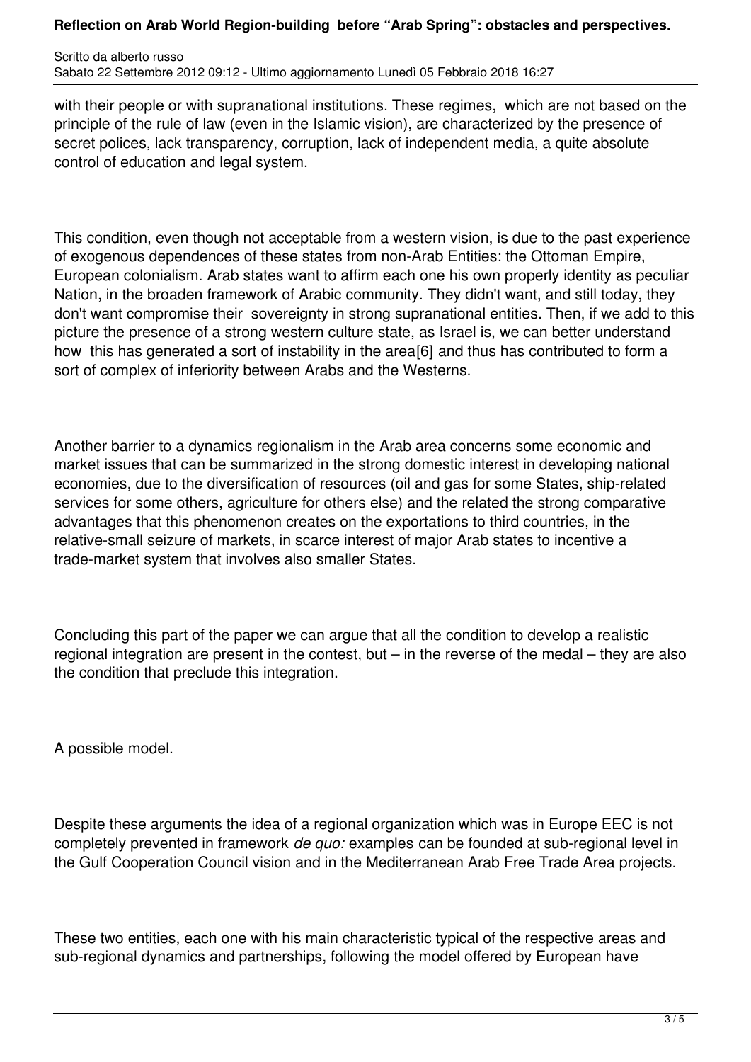with their people or with supranational institutions. These regimes, which are not based on the principle of the rule of law (even in the Islamic vision), are characterized by the presence of secret polices, lack transparency, corruption, lack of independent media, a quite absolute control of education and legal system.

This condition, even though not acceptable from a western vision, is due to the past experience of exogenous dependences of these states from non-Arab Entities: the Ottoman Empire, European colonialism. Arab states want to affirm each one his own properly identity as peculiar Nation, in the broaden framework of Arabic community. They didn't want, and still today, they don't want compromise their sovereignty in strong supranational entities. Then, if we add to this picture the presence of a strong western culture state, as Israel is, we can better understand how this has generated a sort of instability in the area[6] and thus has contributed to form a sort of complex of inferiority between Arabs and the Westerns.

Another barrier to a dynamics regionalism in the Arab area concerns some economic and market issues that can be summarized in the strong domestic interest in developing national economies, due to the diversification of resources (oil and gas for some States, ship-related services for some others, agriculture for others else) and the related the strong comparative advantages that this phenomenon creates on the exportations to third countries, in the relative-small seizure of markets, in scarce interest of major Arab states to incentive a trade-market system that involves also smaller States.

Concluding this part of the paper we can argue that all the condition to develop a realistic regional integration are present in the contest, but – in the reverse of the medal – they are also the condition that preclude this integration.

A possible model.

Despite these arguments the idea of a regional organization which was in Europe EEC is not completely prevented in framework *de quo:* examples can be founded at sub-regional level in the Gulf Cooperation Council vision and in the Mediterranean Arab Free Trade Area projects.

These two entities, each one with his main characteristic typical of the respective areas and sub-regional dynamics and partnerships, following the model offered by European have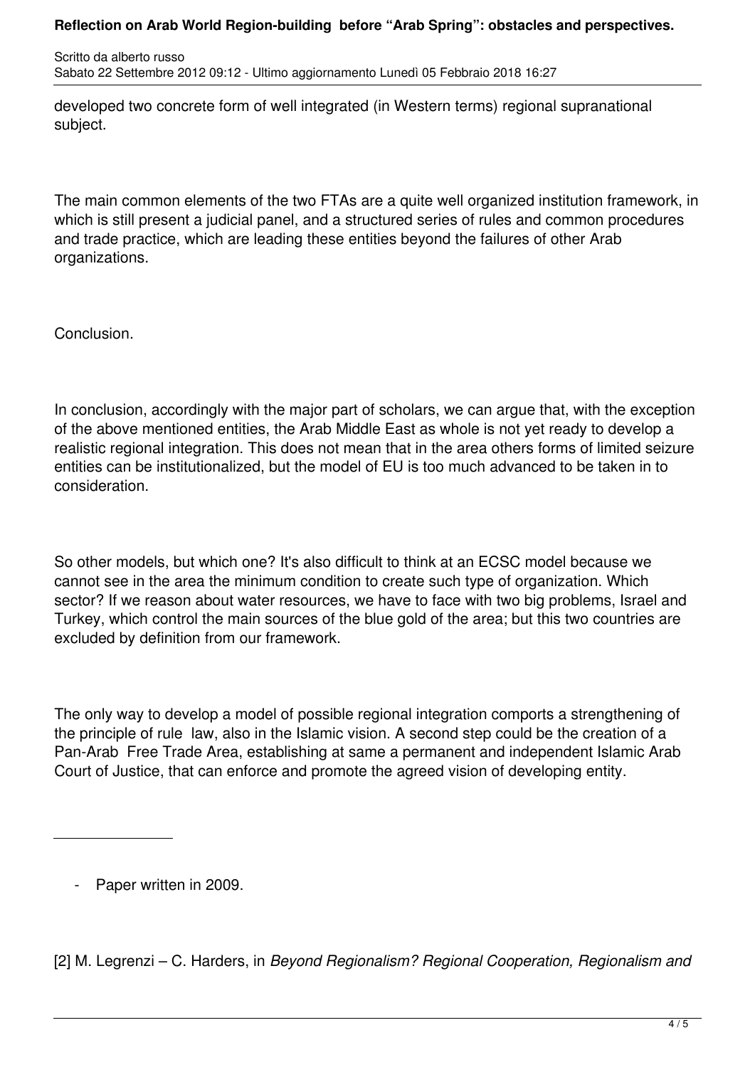developed two concrete form of well integrated (in Western terms) regional supranational subject.

The main common elements of the two FTAs are a quite well organized institution framework, in which is still present a judicial panel, and a structured series of rules and common procedures and trade practice, which are leading these entities beyond the failures of other Arab organizations.

Conclusion.

In conclusion, accordingly with the major part of scholars, we can argue that, with the exception of the above mentioned entities, the Arab Middle East as whole is not yet ready to develop a realistic regional integration. This does not mean that in the area others forms of limited seizure entities can be institutionalized, but the model of EU is too much advanced to be taken in to consideration.

So other models, but which one? It's also difficult to think at an ECSC model because we cannot see in the area the minimum condition to create such type of organization. Which sector? If we reason about water resources, we have to face with two big problems, Israel and Turkey, which control the main sources of the blue gold of the area; but this two countries are excluded by definition from our framework.

The only way to develop a model of possible regional integration comports a strengthening of the principle of rule law, also in the Islamic vision. A second step could be the creation of a Pan-Arab Free Trade Area, establishing at same a permanent and independent Islamic Arab Court of Justice, that can enforce and promote the agreed vision of developing entity.

---

- Paper written in 2009.

[2] M. Legrenzi – C. Harders, in *Beyond Regionalism? Regional Cooperation, Regionalism and*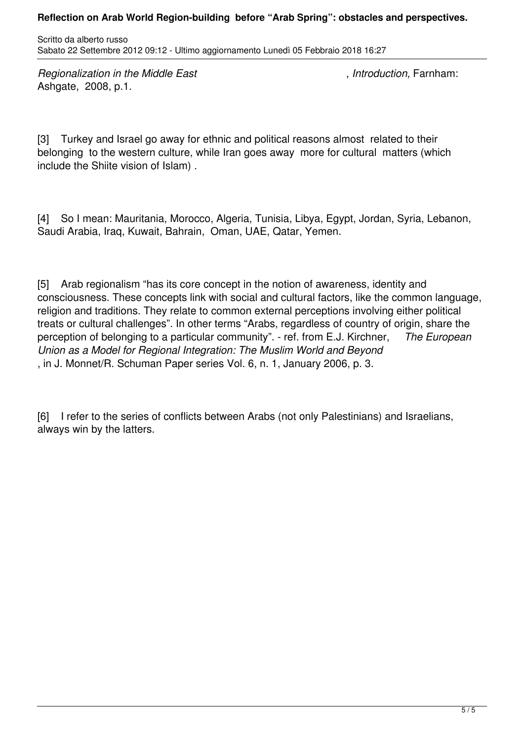*Regionalization in the Middle East*, *Introduction,* Farnham: Ashgate, 2008, p.1.

[3] Turkey and Israel go away for ethnic and political reasons almost related to their belonging to the western culture, while Iran goes away more for cultural matters (which include the Shiite vision of Islam) .

[4] So I mean: Mauritania, Morocco, Algeria, Tunisia, Libya, Egypt, Jordan, Syria, Lebanon, Saudi Arabia, Iraq, Kuwait, Bahrain, Oman, UAE, Qatar, Yemen.

[5] Arab regionalism "has its core concept in the notion of awareness, identity and consciousness. These concepts link with social and cultural factors, like the common language, religion and traditions. They relate to common external perceptions involving either political treats or cultural challenges". In other terms "Arabs, regardless of country of origin, share the perception of belonging to a particular community". - ref. from E.J. Kirchner, *The European Union as a Model for Regional Integration: The Muslim World and Beyond*, in J. Monnet/R. Schuman Paper series Vol. 6, n. 1, January 2006, p. 3.

[6] I refer to the series of conflicts between Arabs (not only Palestinians) and Israelians, always win by the latters.